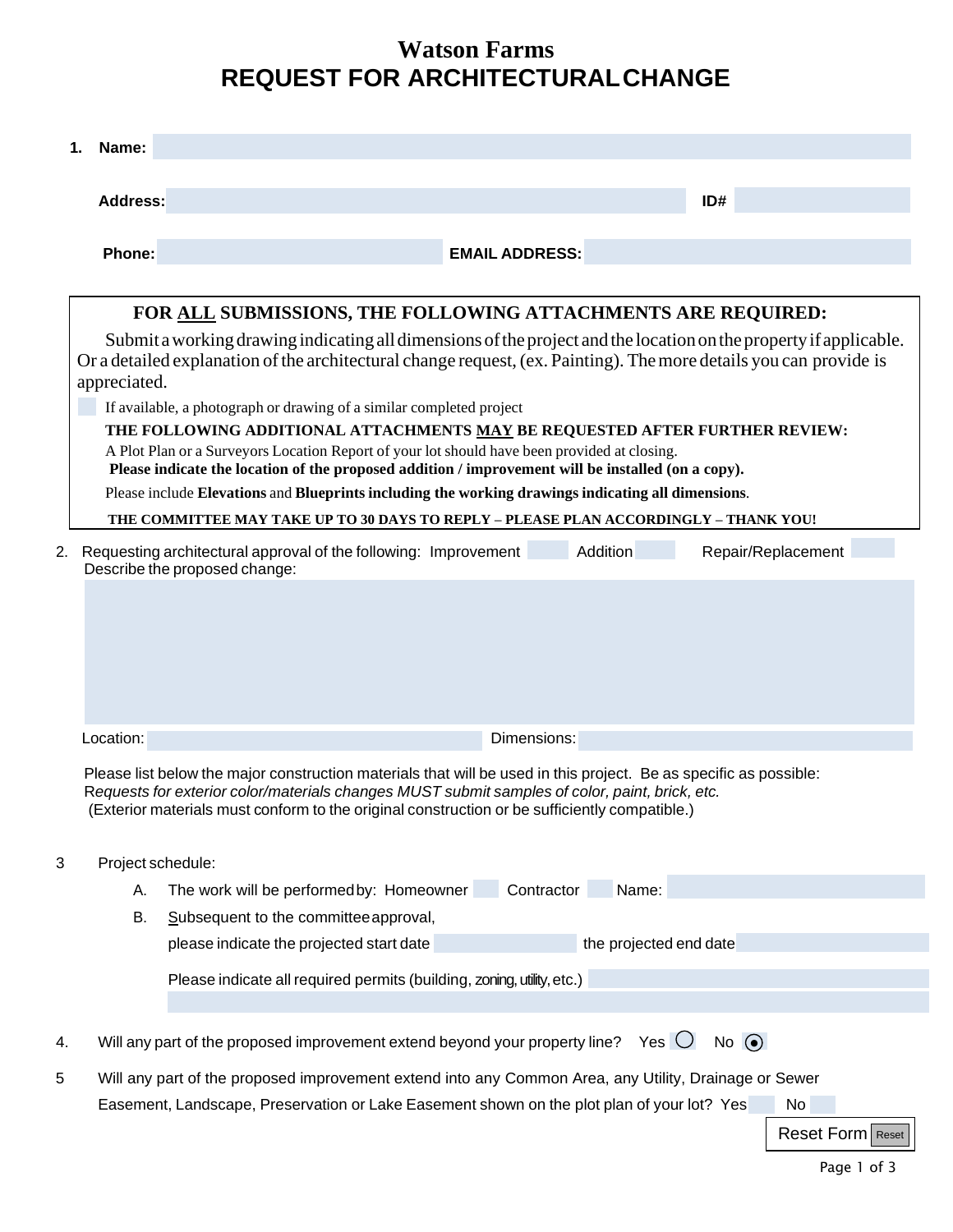# Watson Farms

# REQUEST FOR ARCHITECTURAL CHANGE

1. **Name:** 

   **Address:** **ID#** 

   **Phone:** **EMAIL ADDRESS:** 

---

**FOR ALL SUBMISSIONS, THE FOLLOWING ATTACHMENTS ARE REQUIRED:**

Submit a working drawing indicating all dimensions of the project and the location on the property if applicable. Or a detailed explanation of the architectural change request, (ex. Painting). The more details you can provide is appreciated.

☐ If available, a photograph or drawing of a similar completed project

**THE FOLLOWING ADDITIONAL ATTACHMENTS MAY BE REQUESTED AFTER FURTHER REVIEW:**

A Plot Plan or a Surveyors Location Report of your lot should have been provided at closing.

**Please indicate the location of the proposed addition / improvement will be installed (on a copy).**

Please include **Elevations** and **Blueprints including the working drawings indicating all dimensions**.

**THE COMMITTEE MAY TAKE UP TO 30 DAYS TO REPLY – PLEASE PLAN ACCORDINGLY – THANK YOU!**

---

2. Requesting architectural approval of the following: Improvement ☐ Addition ☐ Repair/Replacement ☐

   Describe the proposed change:

   Location: Dimensions: 

   Please list below the major construction materials that will be used in this project. Be as specific as possible:
   *Requests for exterior color/materials changes MUST submit samples of color, paint, brick, etc.*
   (Exterior materials must conform to the original construction or be sufficiently compatible.)

3. Project schedule:

   A. The work will be performed by: Homeowner ☐ Contractor ☐ Name: 

   B. Subsequent to the committee approval,
      please indicate the projected start date the projected end date 

      Please indicate all required permits (building, zoning, utility, etc.) 

4. Will any part of the proposed improvement extend beyond your property line? Yes ○ No ◉

5. Will any part of the proposed improvement extend into any Common Area, any Utility, Drainage or Sewer Easement, Landscape, Preservation or Lake Easement shown on the plot plan of your lot? Yes ☐ No ☐

Reset Form [Reset]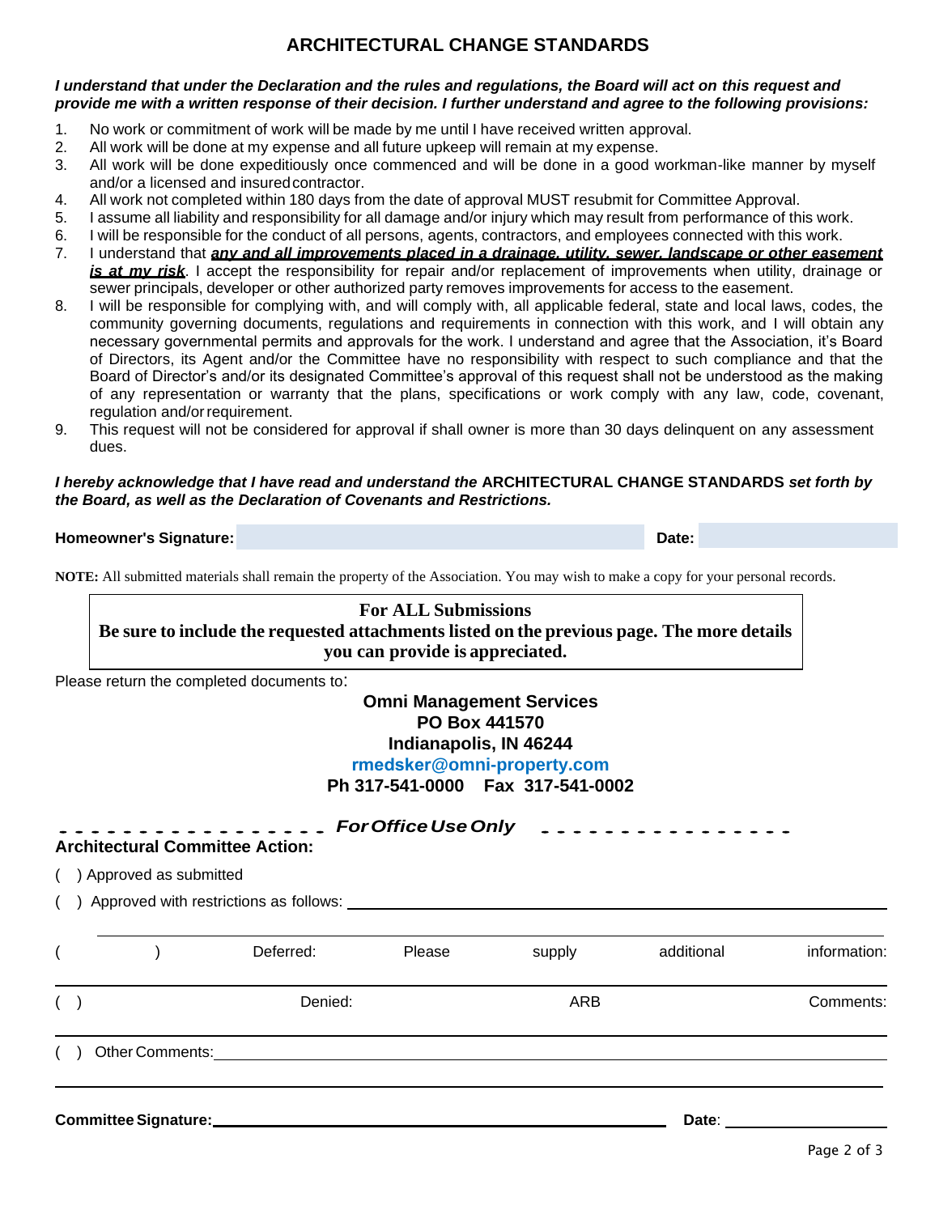# ARCHITECTURAL CHANGE STANDARDS

***I understand that under the Declaration and the rules and regulations, the Board will act on this request and provide me with a written response of their decision. I further understand and agree to the following provisions:***

1. No work or commitment of work will be made by me until I have received written approval.
2. All work will be done at my expense and all future upkeep will remain at my expense.
3. All work will be done expeditiously once commenced and will be done in a good workman-like manner by myself and/or a licensed and insured contractor.
4. All work not completed within 180 days from the date of approval MUST resubmit for Committee Approval.
5. I assume all liability and responsibility for all damage and/or injury which may result from performance of this work.
6. I will be responsible for the conduct of all persons, agents, contractors, and employees connected with this work.
7. I understand that ***any and all improvements placed in a drainage, utility, sewer, landscape or other easement is at my risk***. I accept the responsibility for repair and/or replacement of improvements when utility, drainage or sewer principals, developer or other authorized party removes improvements for access to the easement.
8. I will be responsible for complying with, and will comply with, all applicable federal, state and local laws, codes, the community governing documents, regulations and requirements in connection with this work, and I will obtain any necessary governmental permits and approvals for the work. I understand and agree that the Association, it's Board of Directors, its Agent and/or the Committee have no responsibility with respect to such compliance and that the Board of Director's and/or its designated Committee's approval of this request shall not be understood as the making of any representation or warranty that the plans, specifications or work comply with any law, code, covenant, regulation and/or requirement.
9. This request will not be considered for approval if shall owner is more than 30 days delinquent on any assessment dues.

***I hereby acknowledge that I have read and understand the*** **ARCHITECTURAL CHANGE STANDARDS** ***set forth by the Board, as well as the Declaration of Covenants and Restrictions.***

**Homeowner's Signature:** ______________________ **Date:** __________

**NOTE:** All submitted materials shall remain the property of the Association. You may wish to make a copy for your personal records.

**For ALL Submissions**
**Be sure to include the requested attachments listed on the previous page. The more details you can provide is appreciated.**

Please return the completed documents to:

**Omni Management Services**
**PO Box 441570**
**Indianapolis, IN 46244**
**rmedsker@omni-property.com**
**Ph 317-541-0000 Fax 317-541-0002**

- - - - - - - - - - - - - - - - ***For Office Use Only*** - - - - - - - - - - - - - - - -

**Architectural Committee Action:**

( ) Approved as submitted

( ) Approved with restrictions as follows: ______________________

( ) Deferred: Please supply additional information: ______________________

( ) Denied: ARB Comments: ______________________

( ) Other Comments: ______________________

**Committee Signature:** ______________________ **Date**: __________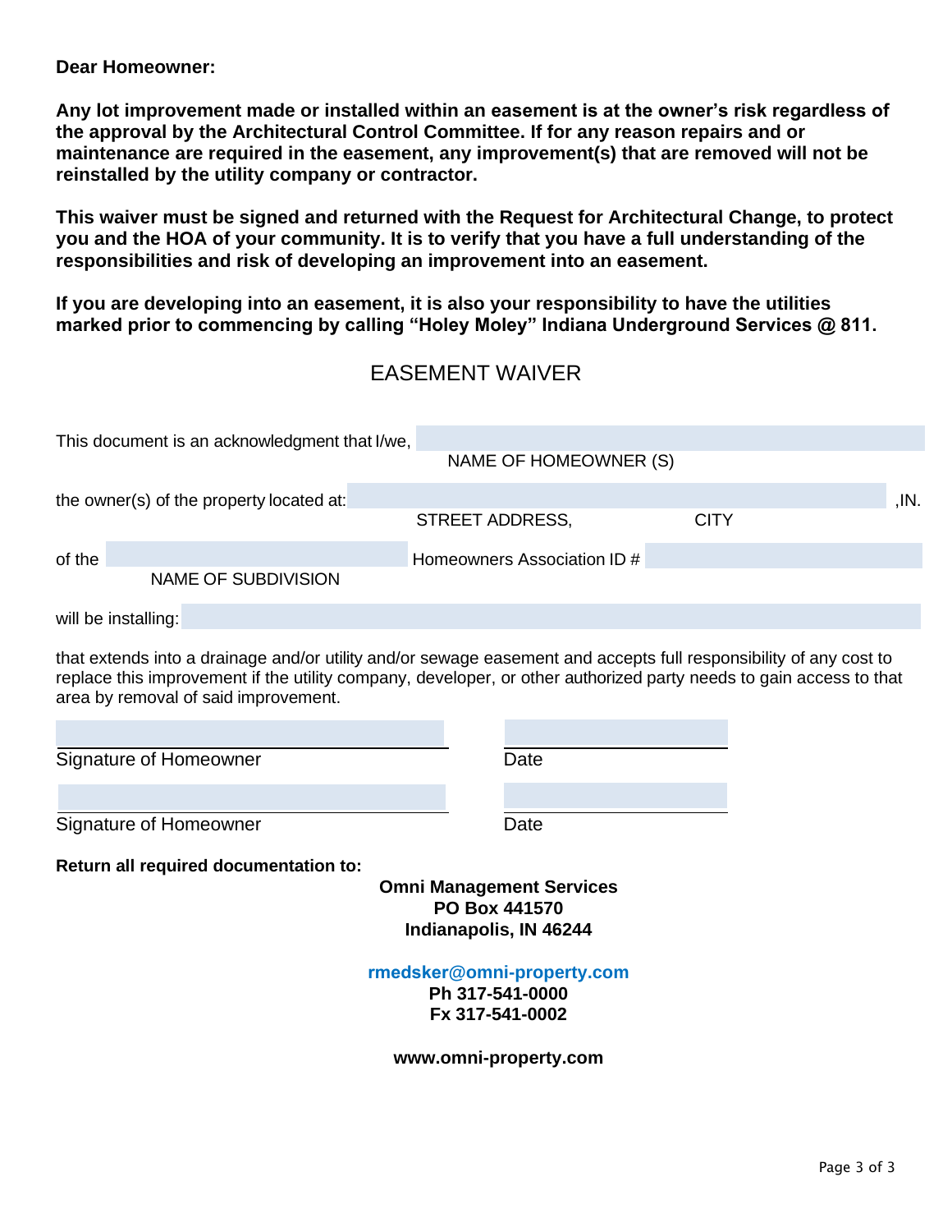**Dear Homeowner:**

**Any lot improvement made or installed within an easement is at the owner's risk regardless of the approval by the Architectural Control Committee. If for any reason repairs and or maintenance are required in the easement, any improvement(s) that are removed will not be reinstalled by the utility company or contractor.**

**This waiver must be signed and returned with the Request for Architectural Change, to protect you and the HOA of your community. It is to verify that you have a full understanding of the responsibilities and risk of developing an improvement into an easement.**

**If you are developing into an easement, it is also your responsibility to have the utilities marked prior to commencing by calling "Holey Moley" Indiana Underground Services @ 811.**

## EASEMENT WAIVER

This document is an acknowledgment that I/we, ______________________________
NAME OF HOMEOWNER (S)

the owner(s) of the property located at: ______________________________ ,IN.
STREET ADDRESS, CITY

of the ______________________ Homeowners Association ID # ______________
NAME OF SUBDIVISION

will be installing: ______________________________

that extends into a drainage and/or utility and/or sewage easement and accepts full responsibility of any cost to replace this improvement if the utility company, developer, or other authorized party needs to gain access to that area by removal of said improvement.

______________________________ ______________
Signature of Homeowner Date

______________________________ ______________
Signature of Homeowner Date

**Return all required documentation to:**

**Omni Management Services**
**PO Box 441570**
**Indianapolis, IN 46244**

**rmedsker@omni-property.com**
**Ph 317-541-0000**
**Fx 317-541-0002**

**www.omni-property.com**